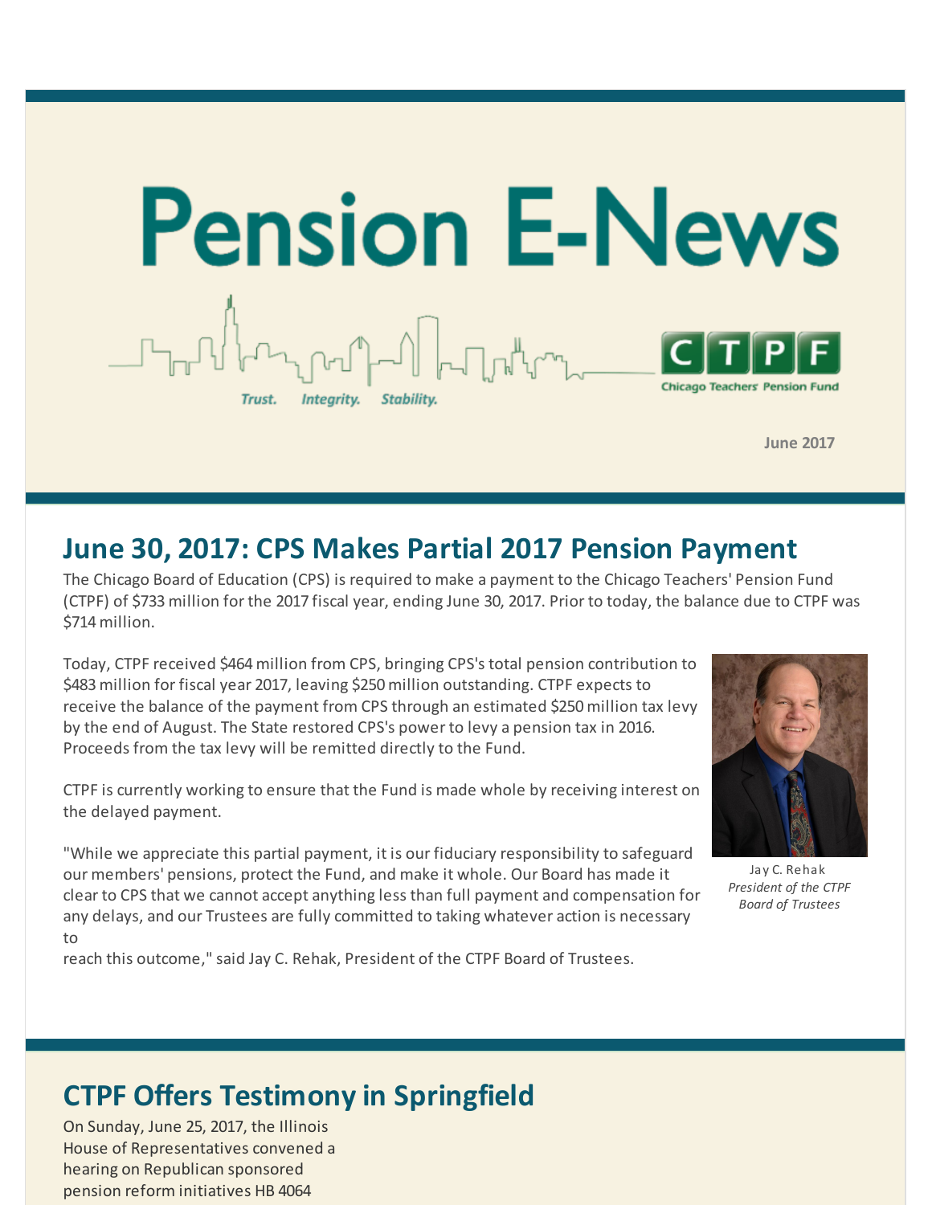# Pension E-News

Trust. Integrity. Stability.

CTPF Chicago Teachers' Pension Fund

June 2017

## June 30, 2017: CPS Makes Partial 2017 Pension Payment

The Chicago Board of Education (CPS) is required to make a payment to the Chicago Teachers' Pension Fund (CTPF) of $733 million for the 2017 fiscal year, ending June 30, 2017. Prior to today, the balance due to CTPF was $714 million.

Today, CTPF received $464 million from CPS, bringing CPS's total pension contribution to $483 million for fiscal year 2017, leaving $250 million outstanding. CTPF expects to receive the balance of the payment from CPS through an estimated $250 million tax levy by the end of August. The State restored CPS's power to levy a pension tax in 2016. Proceeds from the tax levy will be remitted directly to the Fund.

CTPF is currently working to ensure that the Fund is made whole by receiving interest on the delayed payment.

"While we appreciate this partial payment, it is our fiduciary responsibility to safeguard our members' pensions, protect the Fund, and make it whole. Our Board has made it clear to CPS that we cannot accept anything less than full payment and compensation for any delays, and our Trustees are fully committed to taking whatever action is necessary to reach this outcome," said Jay C. Rehak, President of the CTPF Board of Trustees.

Jay C. Rehak
*President of the CTPF Board of Trustees*

## CTPF Offers Testimony in Springfield

On Sunday, June 25, 2017, the Illinois House of Representatives convened a hearing on Republican sponsored pension reform initiatives HB 4064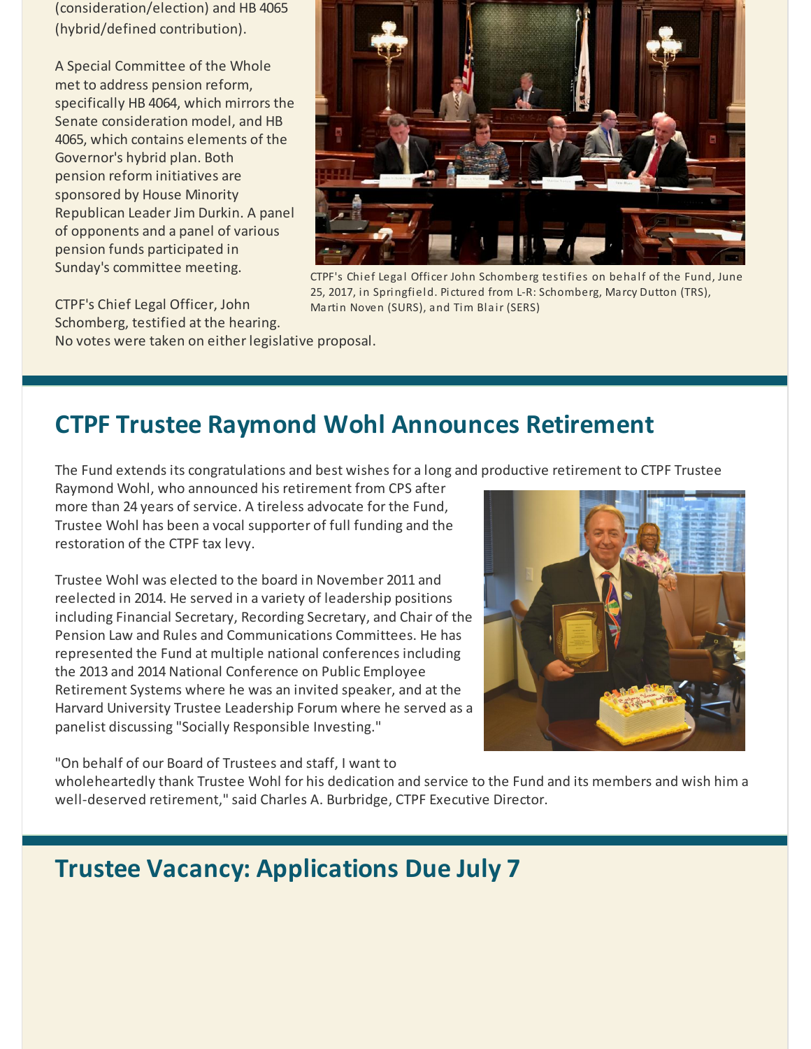(consideration/election) and HB 4065 (hybrid/defined contribution).

A Special Committee of the Whole met to address pension reform, specifically HB 4064, which mirrors the Senate consideration model, and HB 4065, which contains elements of the Governor's hybrid plan. Both pension reform initiatives are sponsored by House Minority Republican Leader Jim Durkin. A panel of opponents and a panel of various pension funds participated in Sunday's committee meeting.

CTPF's Chief Legal Officer John Schomberg testifies on behalf of the Fund, June 25, 2017, in Springfield. Pictured from L-R: Schomberg, Marcy Dutton (TRS), Martin Noven (SURS), and Tim Blair (SERS)

CTPF's Chief Legal Officer, John Schomberg, testified at the hearing. No votes were taken on either legislative proposal.

## CTPF Trustee Raymond Wohl Announces Retirement

The Fund extends its congratulations and best wishes for a long and productive retirement to CTPF Trustee Raymond Wohl, who announced his retirement from CPS after more than 24 years of service. A tireless advocate for the Fund, Trustee Wohl has been a vocal supporter of full funding and the restoration of the CTPF tax levy.

Trustee Wohl was elected to the board in November 2011 and reelected in 2014. He served in a variety of leadership positions including Financial Secretary, Recording Secretary, and Chair of the Pension Law and Rules and Communications Committees. He has represented the Fund at multiple national conferences including the 2013 and 2014 National Conference on Public Employee Retirement Systems where he was an invited speaker, and at the Harvard University Trustee Leadership Forum where he served as a panelist discussing "Socially Responsible Investing."

"On behalf of our Board of Trustees and staff, I want to wholeheartedly thank Trustee Wohl for his dedication and service to the Fund and its members and wish him a well-deserved retirement," said Charles A. Burbridge, CTPF Executive Director.

## Trustee Vacancy: Applications Due July 7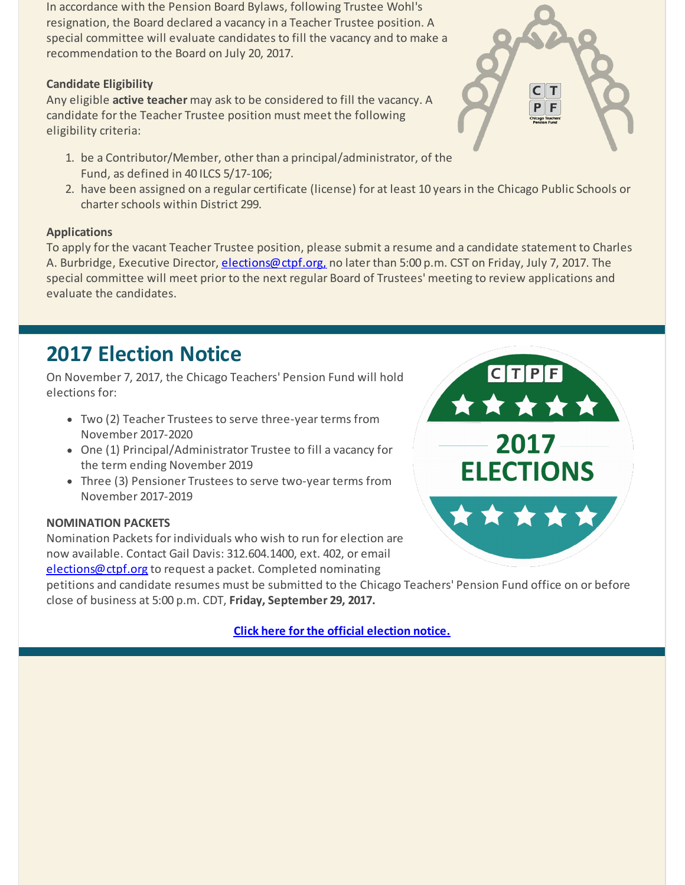In accordance with the Pension Board Bylaws, following Trustee Wohl's resignation, the Board declared a vacancy in a Teacher Trustee position. A special committee will evaluate candidates to fill the vacancy and to make a recommendation to the Board on July 20, 2017.

**Candidate Eligibility**
Any eligible **active teacher** may ask to be considered to fill the vacancy. A candidate for the Teacher Trustee position must meet the following eligibility criteria:

1. be a Contributor/Member, other than a principal/administrator, of the Fund, as defined in 40 ILCS 5/17-106;
2. have been assigned on a regular certificate (license) for at least 10 years in the Chicago Public Schools or charter schools within District 299.

**Applications**
To apply for the vacant Teacher Trustee position, please submit a resume and a candidate statement to Charles A. Burbridge, Executive Director, elections@ctpf.org, no later than 5:00 p.m. CST on Friday, July 7, 2017. The special committee will meet prior to the next regular Board of Trustees' meeting to review applications and evaluate the candidates.

## 2017 Election Notice

On November 7, 2017, the Chicago Teachers' Pension Fund will hold elections for:

- Two (2) Teacher Trustees to serve three-year terms from November 2017-2020
- One (1) Principal/Administrator Trustee to fill a vacancy for the term ending November 2019
- Three (3) Pensioner Trustees to serve two-year terms from November 2017-2019

**NOMINATION PACKETS**
Nomination Packets for individuals who wish to run for election are now available. Contact Gail Davis: 312.604.1400, ext. 402, or email elections@ctpf.org to request a packet. Completed nominating petitions and candidate resumes must be submitted to the Chicago Teachers' Pension Fund office on or before close of business at 5:00 p.m. CDT, **Friday, September 29, 2017.**

**Click here for the official election notice.**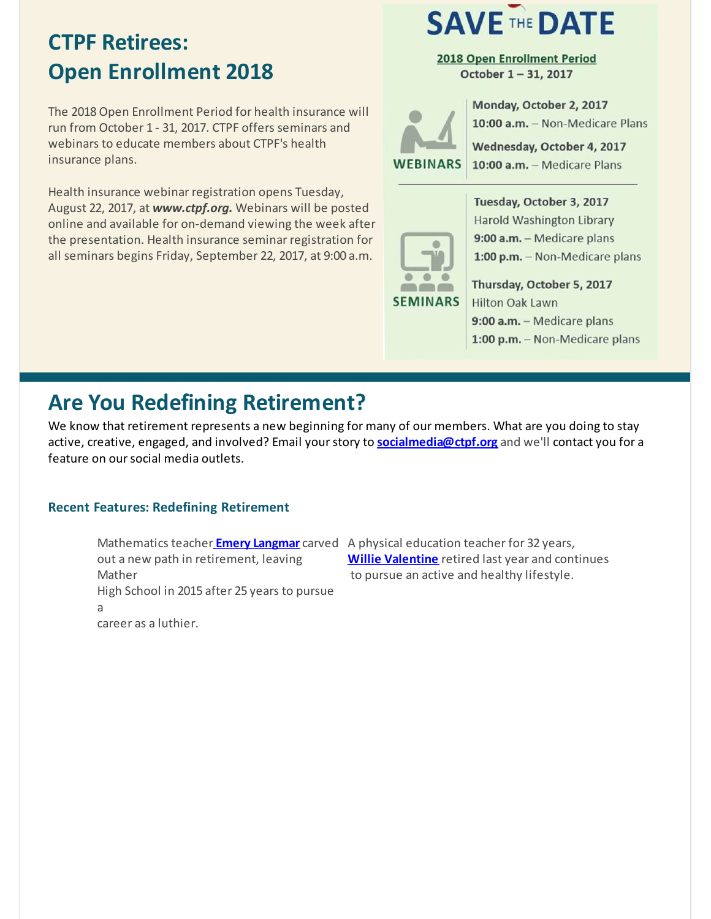# CTPF Retirees: Open Enrollment 2018

The 2018 Open Enrollment Period for health insurance will run from October 1 - 31, 2017. CTPF offers seminars and webinars to educate members about CTPF's health insurance plans.

Health insurance webinar registration opens Tuesday, August 22, 2017, at ***www.ctpf.org.*** Webinars will be posted online and available for on-demand viewing the week after the presentation. Health insurance seminar registration for all seminars begins Friday, September 22, 2017, at 9:00 a.m.

## SAVE THE DATE

**2018 Open Enrollment Period**
**October 1 – 31, 2017**

**WEBINARS**

**Monday, October 2, 2017**
**10:00 a.m.** – Non-Medicare Plans

**Wednesday, October 4, 2017**
**10:00 a.m.** – Medicare Plans

**SEMINARS**

**Tuesday, October 3, 2017**
Harold Washington Library
**9:00 a.m.** – Medicare plans
**1:00 p.m.** – Non-Medicare plans

**Thursday, October 5, 2017**
Hilton Oak Lawn
**9:00 a.m.** – Medicare plans
**1:00 p.m.** – Non-Medicare plans

# Are You Redefining Retirement?

We know that retirement represents a new beginning for many of our members. What are you doing to stay active, creative, engaged, and involved? Email your story to **socialmedia@ctpf.org** and we'll contact you for a feature on our social media outlets.

### Recent Features: Redefining Retirement

Mathematics teacher **Emery Langmar** carved out a new path in retirement, leaving Mather High School in 2015 after 25 years to pursue a career as a luthier.

A physical education teacher for 32 years, **Willie Valentine** retired last year and continues to pursue an active and healthy lifestyle.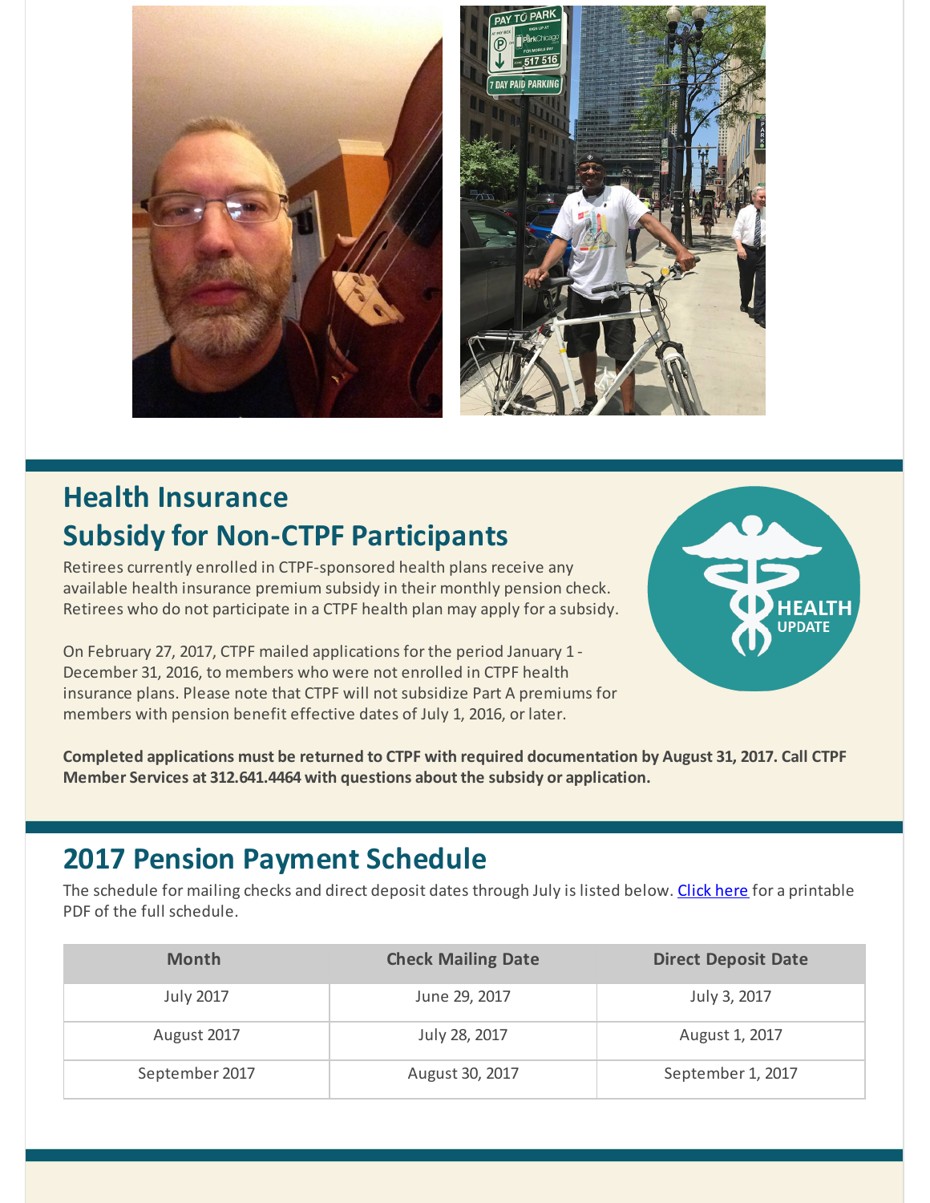## Health Insurance Subsidy for Non-CTPF Participants

Retirees currently enrolled in CTPF-sponsored health plans receive any available health insurance premium subsidy in their monthly pension check. Retirees who do not participate in a CTPF health plan may apply for a subsidy.

On February 27, 2017, CTPF mailed applications for the period January 1 - December 31, 2016, to members who were not enrolled in CTPF health insurance plans. Please note that CTPF will not subsidize Part A premiums for members with pension benefit effective dates of July 1, 2016, or later.

**Completed applications must be returned to CTPF with required documentation by August 31, 2017. Call CTPF Member Services at 312.641.4464 with questions about the subsidy or application.**

## 2017 Pension Payment Schedule

The schedule for mailing checks and direct deposit dates through July is listed below. [Click here] for a printable PDF of the full schedule.

| Month | Check Mailing Date | Direct Deposit Date |
|---|---|---|
| July 2017 | June 29, 2017 | July 3, 2017 |
| August 2017 | July 28, 2017 | August 1, 2017 |
| September 2017 | August 30, 2017 | September 1, 2017 |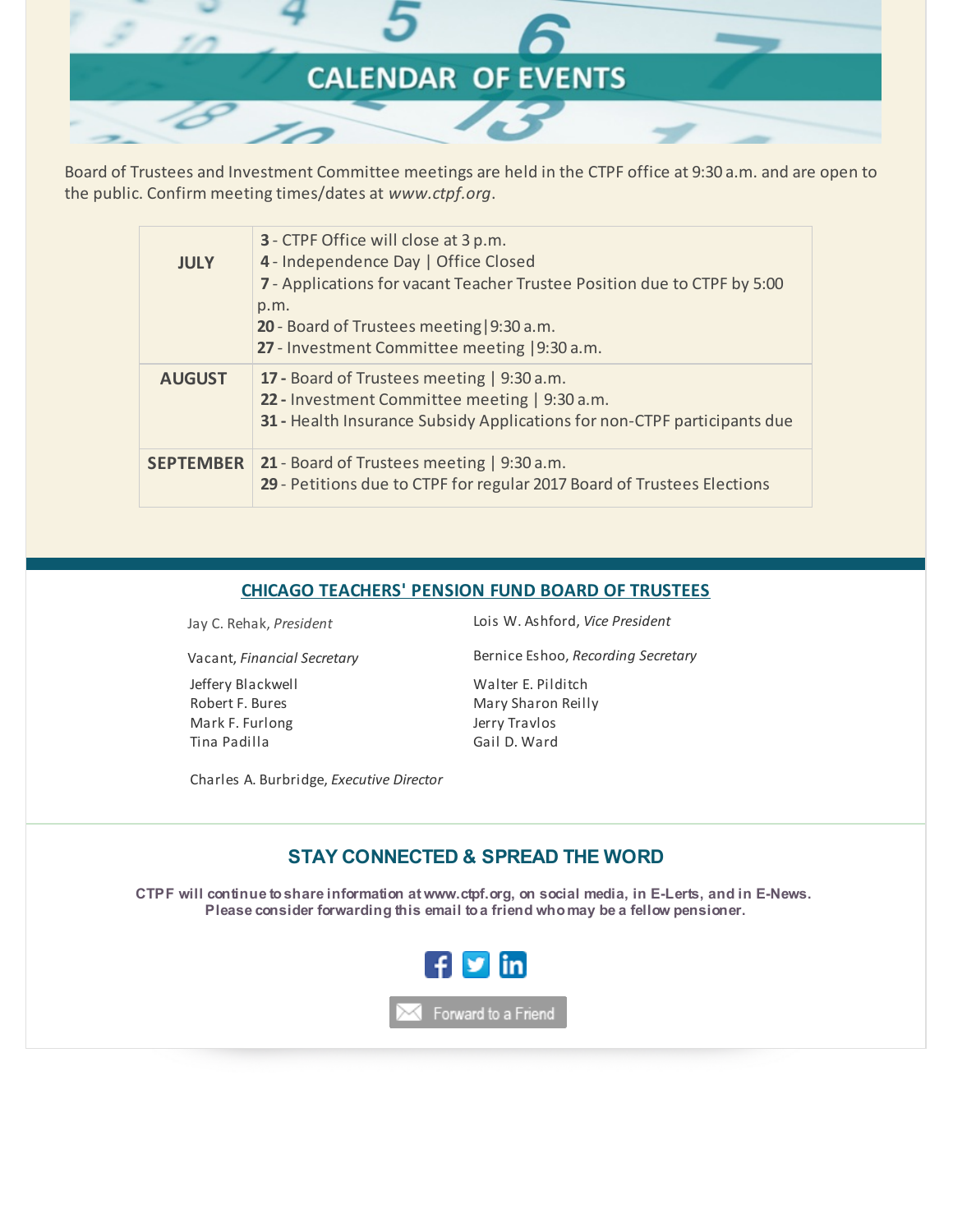# CALENDAR OF EVENTS

Board of Trustees and Investment Committee meetings are held in the CTPF office at 9:30 a.m. and are open to the public. Confirm meeting times/dates at *www.ctpf.org*.

| | |
|---|---|
| **JULY** | **3** - CTPF Office will close at 3 p.m.<br>**4** - Independence Day \| Office Closed<br>**7** - Applications for vacant Teacher Trustee Position due to CTPF by 5:00 p.m.<br>**20** - Board of Trustees meeting\|9:30 a.m.<br>**27** - Investment Committee meeting \|9:30 a.m. |
| **AUGUST** | **17 -** Board of Trustees meeting \| 9:30 a.m.<br>**22 -** Investment Committee meeting \| 9:30 a.m.<br>**31 -** Health Insurance Subsidy Applications for non-CTPF participants due |
| **SEPTEMBER** | **21** - Board of Trustees meeting \| 9:30 a.m.<br>**29** - Petitions due to CTPF for regular 2017 Board of Trustees Elections |

## CHICAGO TEACHERS' PENSION FUND BOARD OF TRUSTEES

Jay C. Rehak, *President*

Lois W. Ashford, *Vice President*

Vacant, *Financial Secretary*

Bernice Eshoo, *Recording Secretary*

Jeffery Blackwell
Robert F. Bures
Mark F. Furlong
Tina Padilla

Walter E. Pilditch
Mary Sharon Reilly
Jerry Travlos
Gail D. Ward

Charles A. Burbridge, *Executive Director*

## STAY CONNECTED & SPREAD THE WORD

**CTPF will continue to share information at www.ctpf.org, on social media, in E-Lerts, and in E-News. Please consider forwarding this email to a friend who may be a fellow pensioner.**

Forward to a Friend